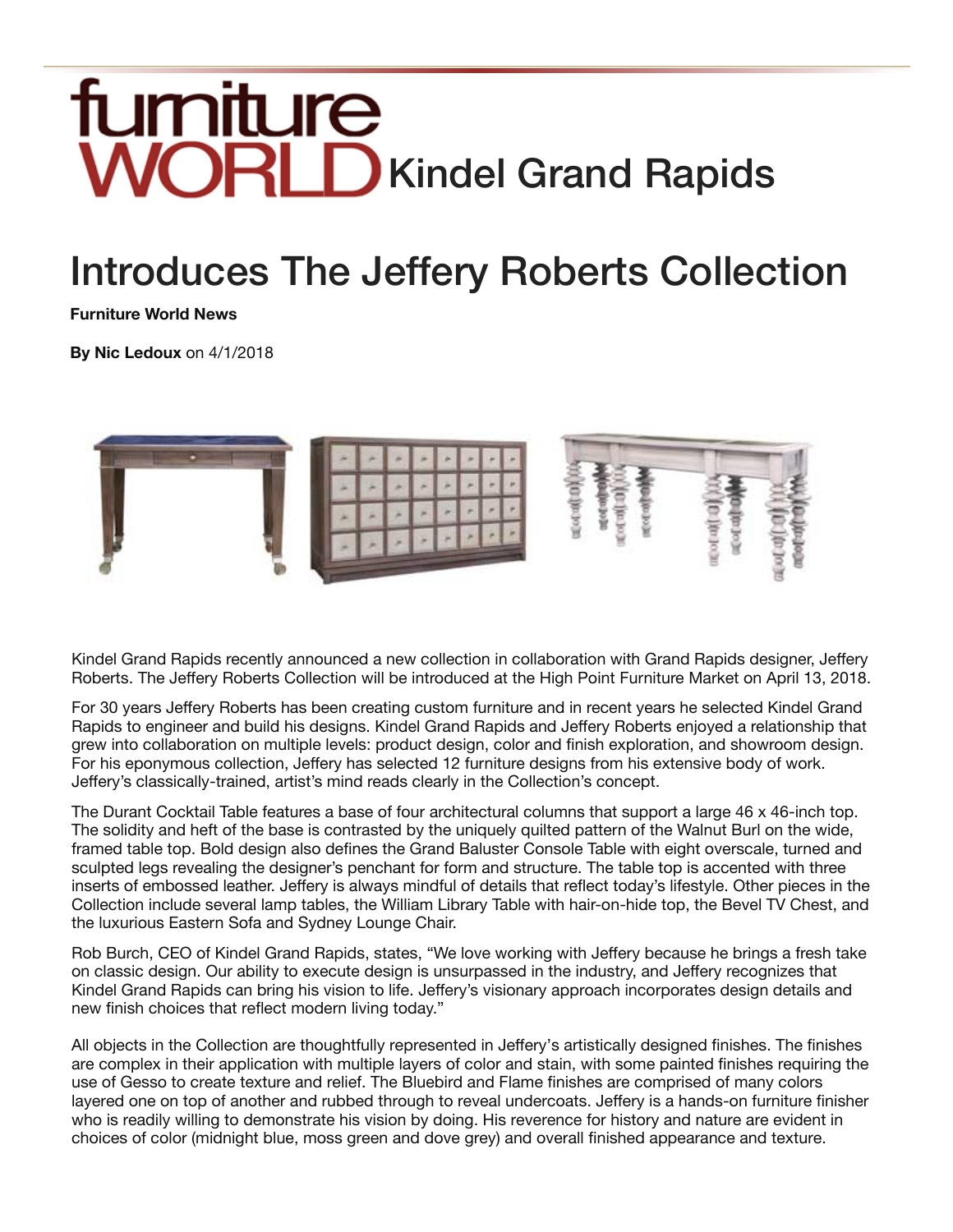# furniture WORLD Kindel Grand Rapids

# Introduces The Jeffery Roberts Collection

**Furniture World News**

**By Nic Ledoux** on 4/1/2018

Kindel Grand Rapids recently announced a new collection in collaboration with Grand Rapids designer, Jeffery Roberts. The Jeffery Roberts Collection will be introduced at the High Point Furniture Market on April 13, 2018.

For 30 years Jeffery Roberts has been creating custom furniture and in recent years he selected Kindel Grand Rapids to engineer and build his designs. Kindel Grand Rapids and Jeffery Roberts enjoyed a relationship that grew into collaboration on multiple levels: product design, color and finish exploration, and showroom design. For his eponymous collection, Jeffery has selected 12 furniture designs from his extensive body of work. Jeffery's classically-trained, artist's mind reads clearly in the Collection's concept.

The Durant Cocktail Table features a base of four architectural columns that support a large 46 x 46-inch top. The solidity and heft of the base is contrasted by the uniquely quilted pattern of the Walnut Burl on the wide, framed table top. Bold design also defines the Grand Baluster Console Table with eight overscale, turned and sculpted legs revealing the designer's penchant for form and structure. The table top is accented with three inserts of embossed leather. Jeffery is always mindful of details that reflect today's lifestyle. Other pieces in the Collection include several lamp tables, the William Library Table with hair-on-hide top, the Bevel TV Chest, and the luxurious Eastern Sofa and Sydney Lounge Chair.

Rob Burch, CEO of Kindel Grand Rapids, states, "We love working with Jeffery because he brings a fresh take on classic design. Our ability to execute design is unsurpassed in the industry, and Jeffery recognizes that Kindel Grand Rapids can bring his vision to life. Jeffery's visionary approach incorporates design details and new finish choices that reflect modern living today."

All objects in the Collection are thoughtfully represented in Jeffery's artistically designed finishes. The finishes are complex in their application with multiple layers of color and stain, with some painted finishes requiring the use of Gesso to create texture and relief. The Bluebird and Flame finishes are comprised of many colors layered one on top of another and rubbed through to reveal undercoats. Jeffery is a hands-on furniture finisher who is readily willing to demonstrate his vision by doing. His reverence for history and nature are evident in choices of color (midnight blue, moss green and dove grey) and overall finished appearance and texture.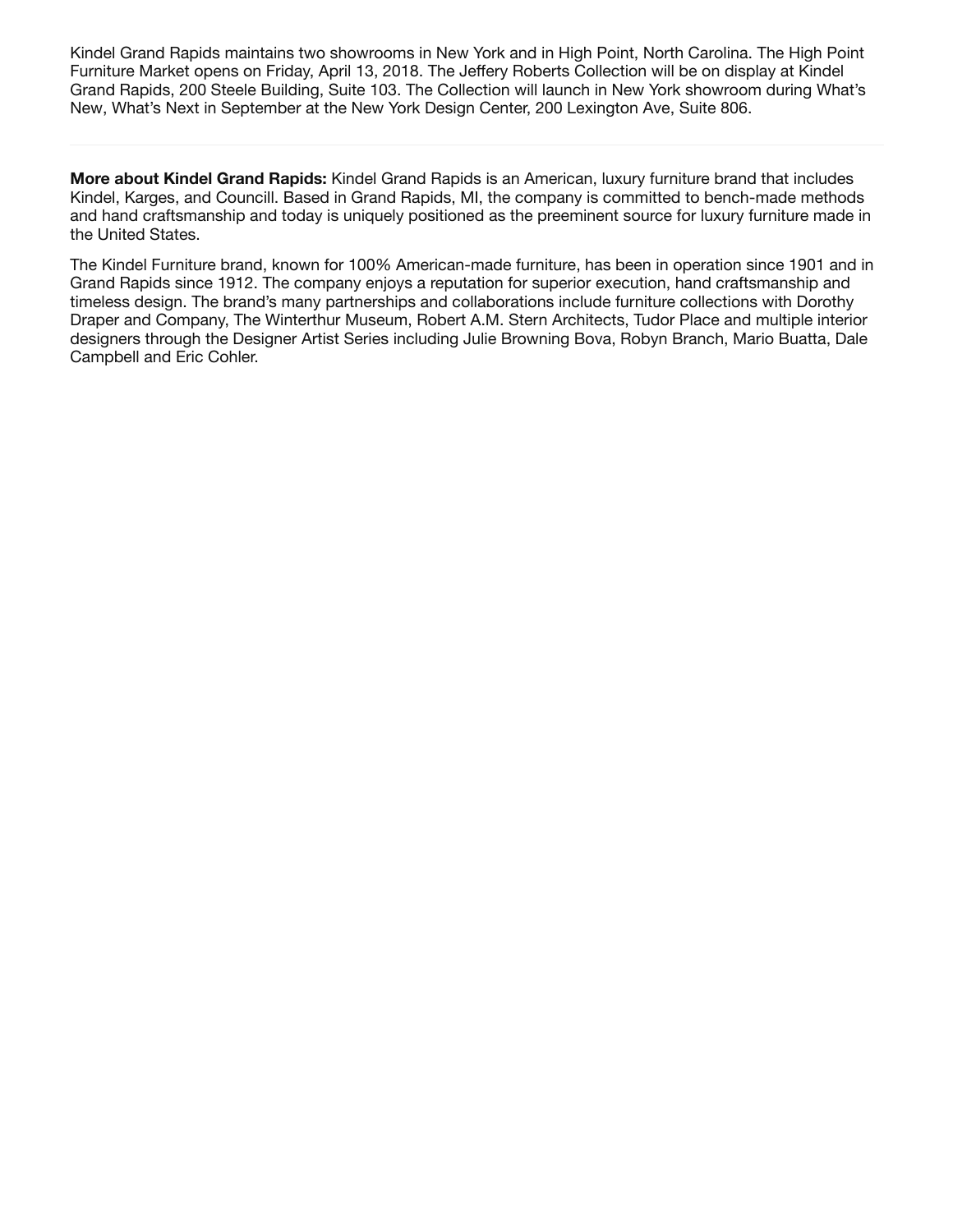Kindel Grand Rapids maintains two showrooms in New York and in High Point, North Carolina. The High Point Furniture Market opens on Friday, April 13, 2018. The Jeffery Roberts Collection will be on display at Kindel Grand Rapids, 200 Steele Building, Suite 103. The Collection will launch in New York showroom during What's New, What's Next in September at the New York Design Center, 200 Lexington Ave, Suite 806.

---

**More about Kindel Grand Rapids:** Kindel Grand Rapids is an American, luxury furniture brand that includes Kindel, Karges, and Councill. Based in Grand Rapids, MI, the company is committed to bench-made methods and hand craftsmanship and today is uniquely positioned as the preeminent source for luxury furniture made in the United States.

The Kindel Furniture brand, known for 100% American-made furniture, has been in operation since 1901 and in Grand Rapids since 1912. The company enjoys a reputation for superior execution, hand craftsmanship and timeless design. The brand's many partnerships and collaborations include furniture collections with Dorothy Draper and Company, The Winterthur Museum, Robert A.M. Stern Architects, Tudor Place and multiple interior designers through the Designer Artist Series including Julie Browning Bova, Robyn Branch, Mario Buatta, Dale Campbell and Eric Cohler.